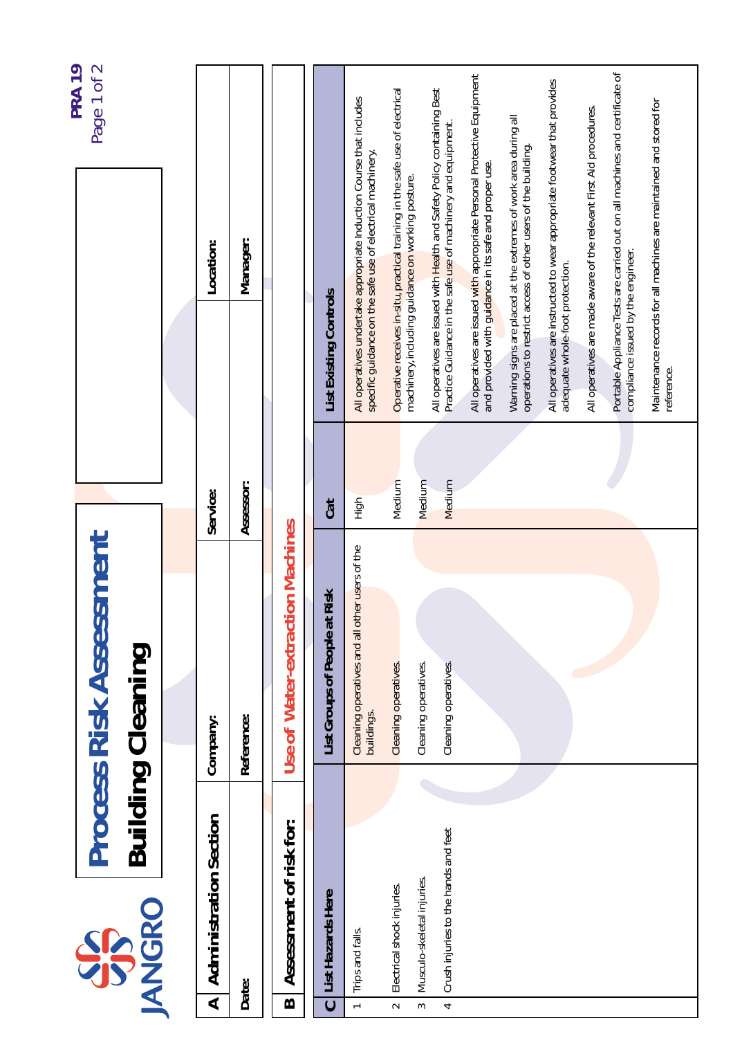JANGRO

# Process Risk Assessment

## Building Cleaning

PRA 19

| A | Administration Section | | |
|---|---|---|---|
| Date: | Company: | Service: | Location: |
| | Reference: | Assessor: | Manager: |

**B Assessment of risk for:** Use of Water-extraction Machines

| C | List Hazards Here | List Groups of People at Risk | Cat | List Existing Controls |
|---|---|---|---|---|
| 1 | Trips and falls. | Cleaning operatives and all other users of the buildings. | High | All operatives undertake appropriate Induction Course that includes specific guidance on the safe use of electrical machinery. |
| 2 | Electrical shock injuries. | Cleaning operatives. | Medium | Operative receives in-situ, practical training in the safe use of electrical machinery, including guidance on working posture. |
| 3 | Musculo-skeletal injuries. | Cleaning operatives. | Medium | All operatives are issued with Health and Safety Policy containing Best Practice Guidance in the safe use of machinery and equipment. |
| 4 | Crush injuries to the hands and feet | Cleaning operatives. | Medium | All operatives are issued with appropriate Personal Protective Equipment and provided with guidance in its safe and proper use. |
| | | | | Warning signs are placed at the extremes of work area during all operations to restrict access of other users of the building. |
| | | | | All operatives are instructed to wear appropriate footwear that provides adequate whole-foot protection. |
| | | | | All operatives are made aware of the relevant First Aid procedures. |
| | | | | Portable Appliance Tests are carried out on all machines and certificate of compliance issued by the engineer. |
| | | | | Maintenance records for all machines are maintained and stored for reference. |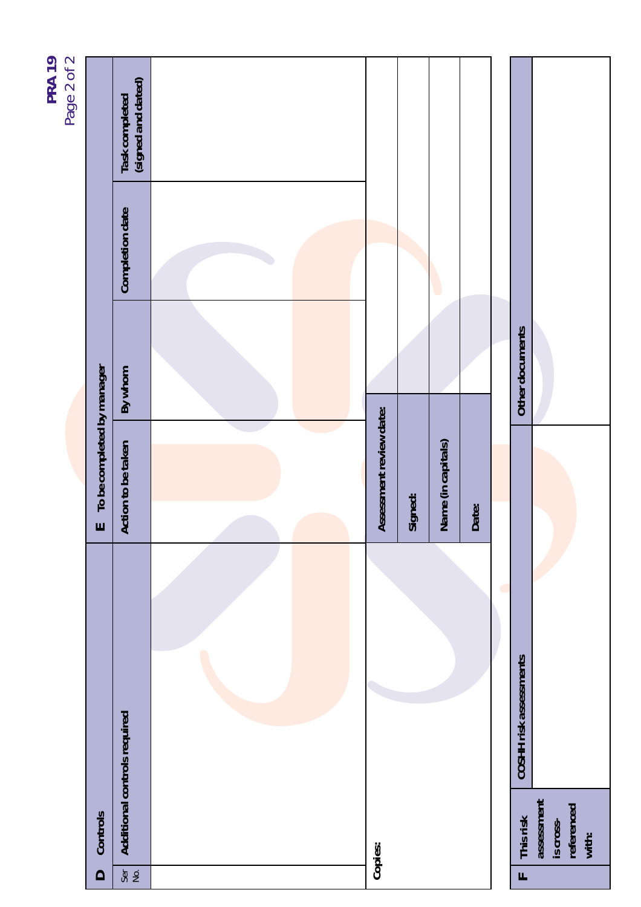| D Controls | | E To be completed by manager | | | |
|---|---|---|---|---|---|
| Ser No. | Additional controls required | Action to be taken | By whom | Completion date | Task completed (signed and dated) |
| | | | | | |

| Copies: | |
|---|---|
| | Assessment review date: |
| | Signed: |
| | Name (in capitals): |
| | Date: |

| F This risk assessment is cross-referenced with: | COSHH risk assessments | Other documents |
|---|---|---|
| | | |